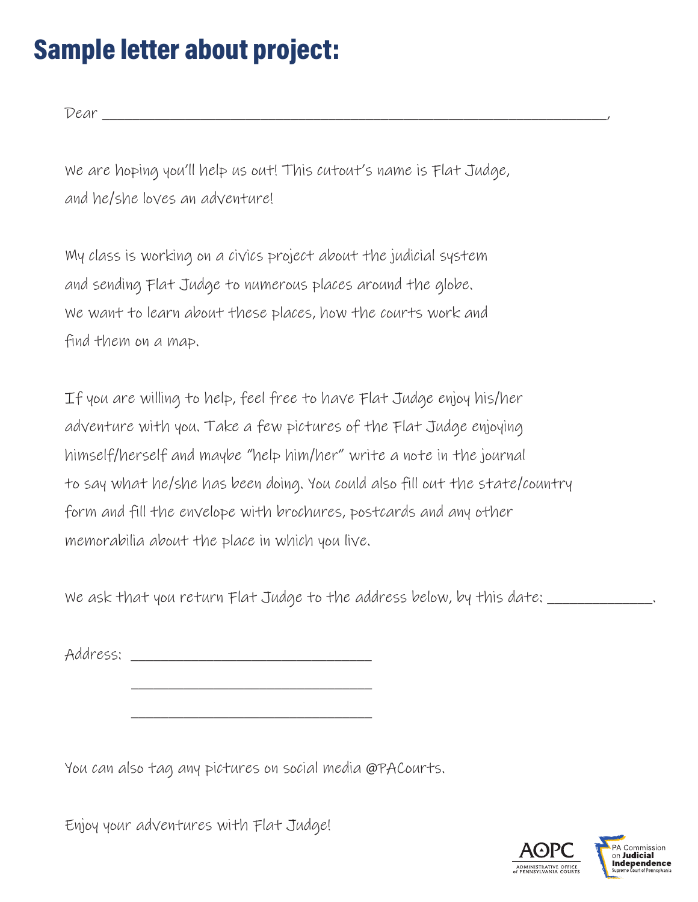# Sample letter about project:

Dear ______________________________________________________________,

We are hoping you'll help us out! This cutout's name is Flat Judge, and he/she loves an adventure!

My class is working on a civics project about the judicial system and sending Flat Judge to numerous places around the globe. We want to learn about these places, how the courts work and find them on a map.

If you are willing to help, feel free to have Flat Judge enjoy his/her adventure with you. Take a few pictures of the Flat Judge enjoying himself/herself and maybe "help him/her" write a note in the journal to say what he/she has been doing. You could also fill out the state/country form and fill the envelope with brochures, postcards and any other memorabilia about the place in which you live.

We ask that you return Flat Judge to the address below, by this date: ______________.

Address: ________________________________

________________________________

________________________________

You can also tag any pictures on social media @PACourts.

Enjoy your adventures with Flat Judge!

AOPC ADMINISTRATIVE OFFICE of PENNSYLVANIA COURTS

PA Commission on Judicial Independence Supreme Court of Pennsylvania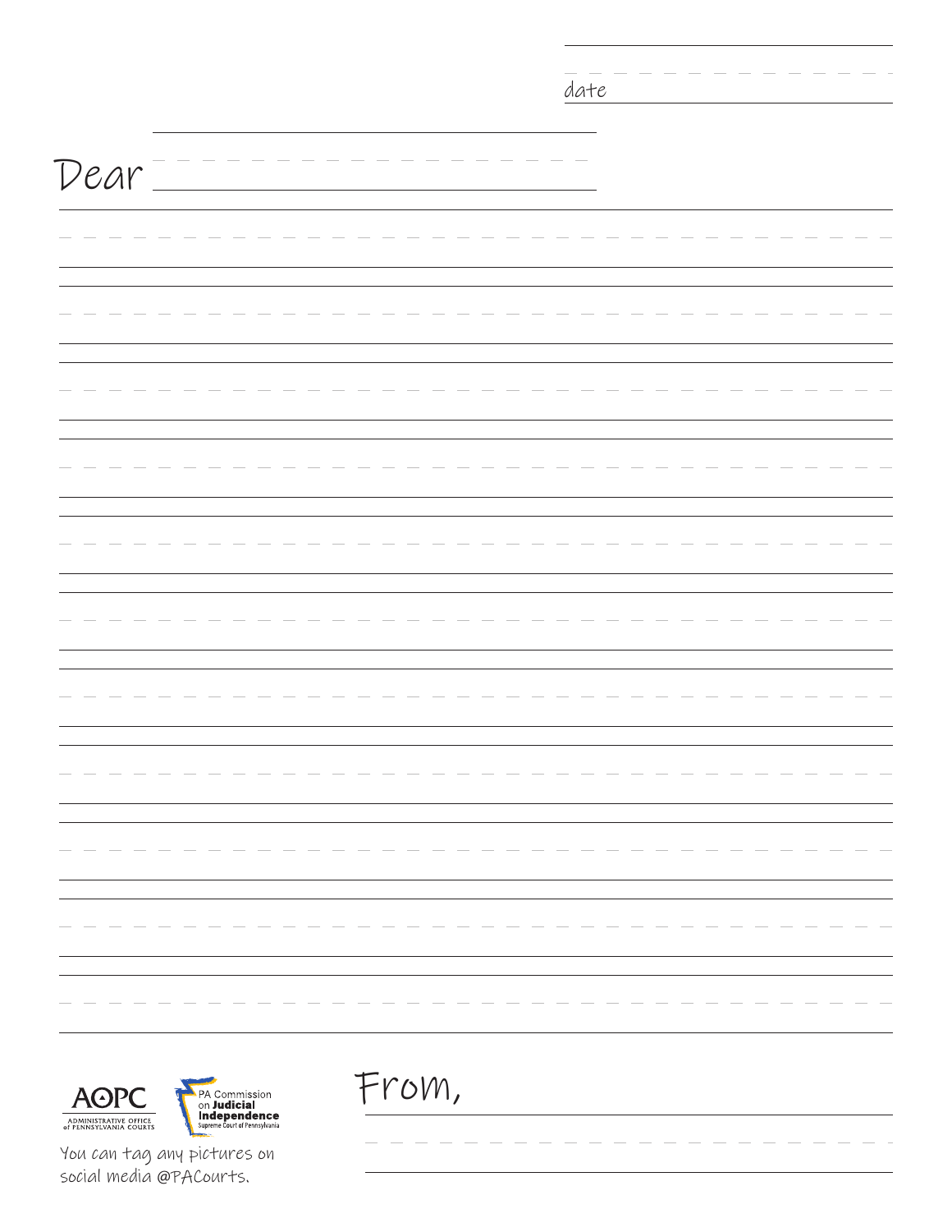date

Dear

From,

ADMINISTRATIVE OFFICE of PENNSYLVANIA COURTS

PA Commission on **Judicial Independence** Supreme Court of Pennsylvania

You can tag any pictures on social media @PACourts.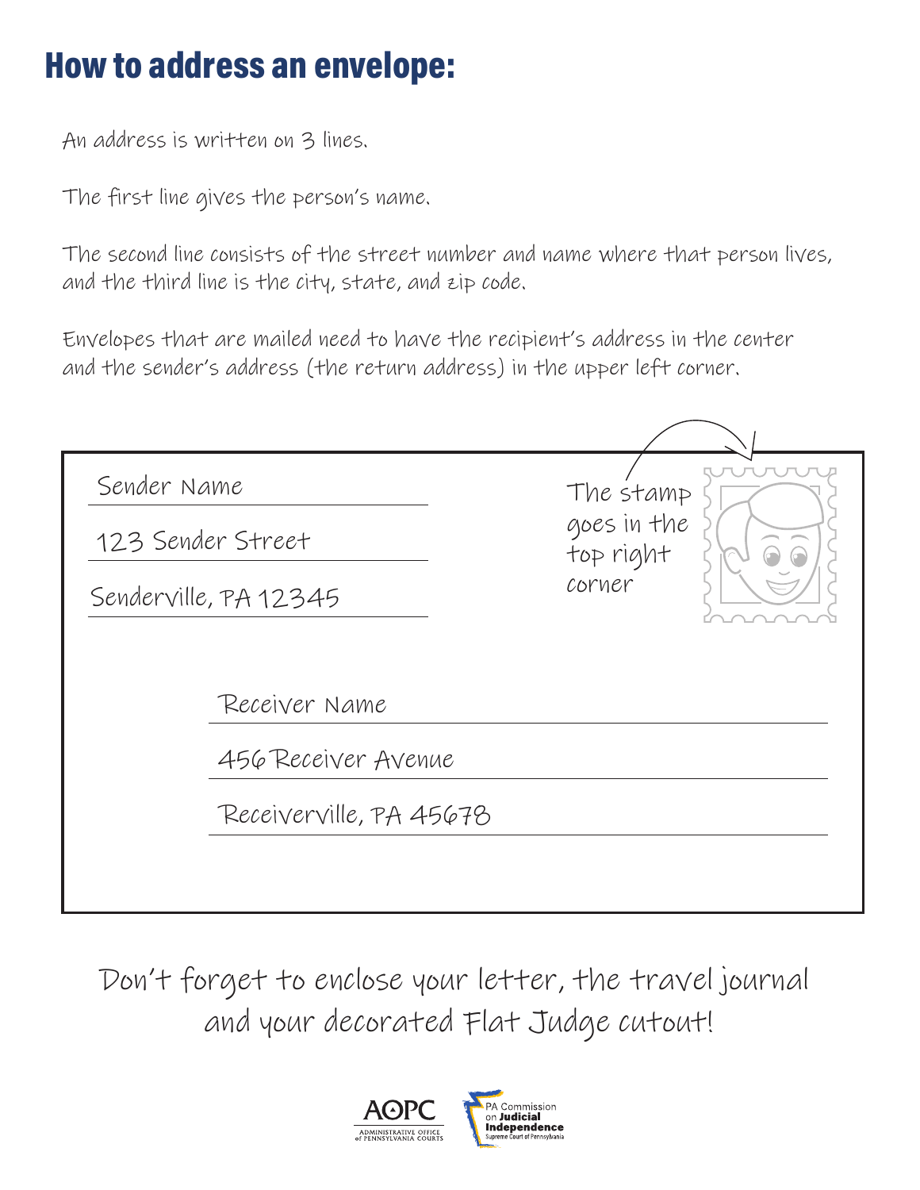# How to address an envelope:

An address is written on 3 lines.

The first line gives the person's name.

The second line consists of the street number and name where that person lives, and the third line is the city, state, and zip code.

Envelopes that are mailed need to have the recipient's address in the center and the sender's address (the return address) in the upper left corner.

Sender Name

123 Sender Street

Senderville, PA 12345

The stamp goes in the top right corner

Receiver Name

456 Receiver Avenue

Receiverville, PA 45678

Don't forget to enclose your letter, the travel journal and your decorated Flat Judge cutout!

AOPC — Administrative Office of Pennsylvania Courts

PA Commission on Judicial Independence — Supreme Court of Pennsylvania